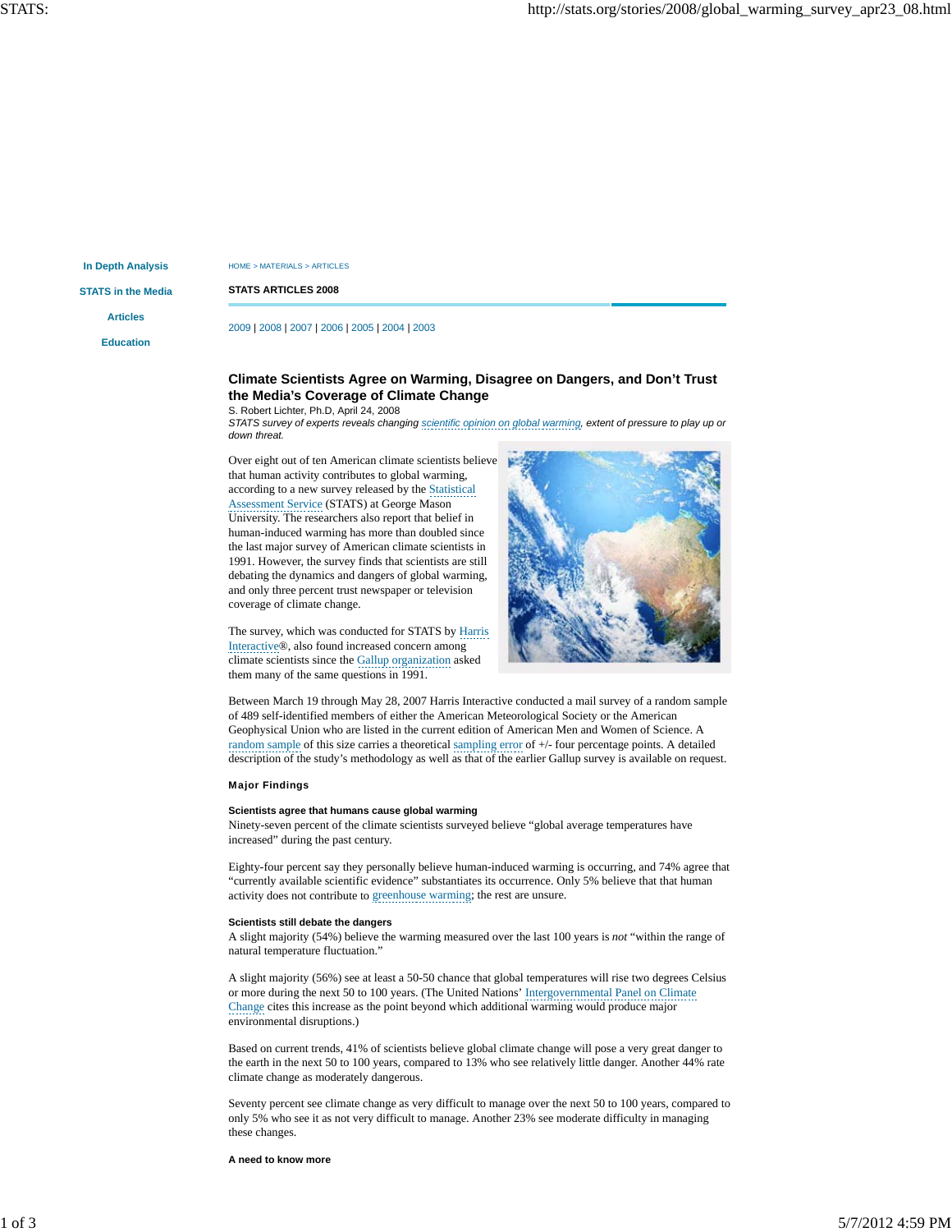In Depth Analysis

STATS in the Media

Articles

Education

HOME > MATERIALS > ARTICLES

**STATS ARTICLES 2008**

2009 | 2008 | 2007 | 2006 | 2005 | 2004 | 2003

## Climate Scientists Agree on Warming, Disagree on Dangers, and Don't Trust the Media's Coverage of Climate Change

S. Robert Lichter, Ph.D, April 24, 2008

*STATS survey of experts reveals changing scientific opinion on global warming, extent of pressure to play up or down threat.*

Over eight out of ten American climate scientists believe that human activity contributes to global warming, according to a new survey released by the Statistical Assessment Service (STATS) at George Mason University. The researchers also report that belief in human-induced warming has more than doubled since the last major survey of American climate scientists in 1991. However, the survey finds that scientists are still debating the dynamics and dangers of global warming, and only three percent trust newspaper or television coverage of climate change.

The survey, which was conducted for STATS by Harris Interactive®, also found increased concern among climate scientists since the Gallup organization asked them many of the same questions in 1991.

Between March 19 through May 28, 2007 Harris Interactive conducted a mail survey of a random sample of 489 self-identified members of either the American Meteorological Society or the American Geophysical Union who are listed in the current edition of American Men and Women of Science. A random sample of this size carries a theoretical sampling error of +/- four percentage points. A detailed description of the study's methodology as well as that of the earlier Gallup survey is available on request.

### Major Findings

**Scientists agree that humans cause global warming**

Ninety-seven percent of the climate scientists surveyed believe "global average temperatures have increased" during the past century.

Eighty-four percent say they personally believe human-induced warming is occurring, and 74% agree that "currently available scientific evidence" substantiates its occurrence. Only 5% believe that that human activity does not contribute to greenhouse warming; the rest are unsure.

**Scientists still debate the dangers**

A slight majority (54%) believe the warming measured over the last 100 years is *not* "within the range of natural temperature fluctuation."

A slight majority (56%) see at least a 50-50 chance that global temperatures will rise two degrees Celsius or more during the next 50 to 100 years. (The United Nations' Intergovernmental Panel on Climate Change cites this increase as the point beyond which additional warming would produce major environmental disruptions.)

Based on current trends, 41% of scientists believe global climate change will pose a very great danger to the earth in the next 50 to 100 years, compared to 13% who see relatively little danger. Another 44% rate climate change as moderately dangerous.

Seventy percent see climate change as very difficult to manage over the next 50 to 100 years, compared to only 5% who see it as not very difficult to manage. Another 23% see moderate difficulty in managing these changes.

**A need to know more**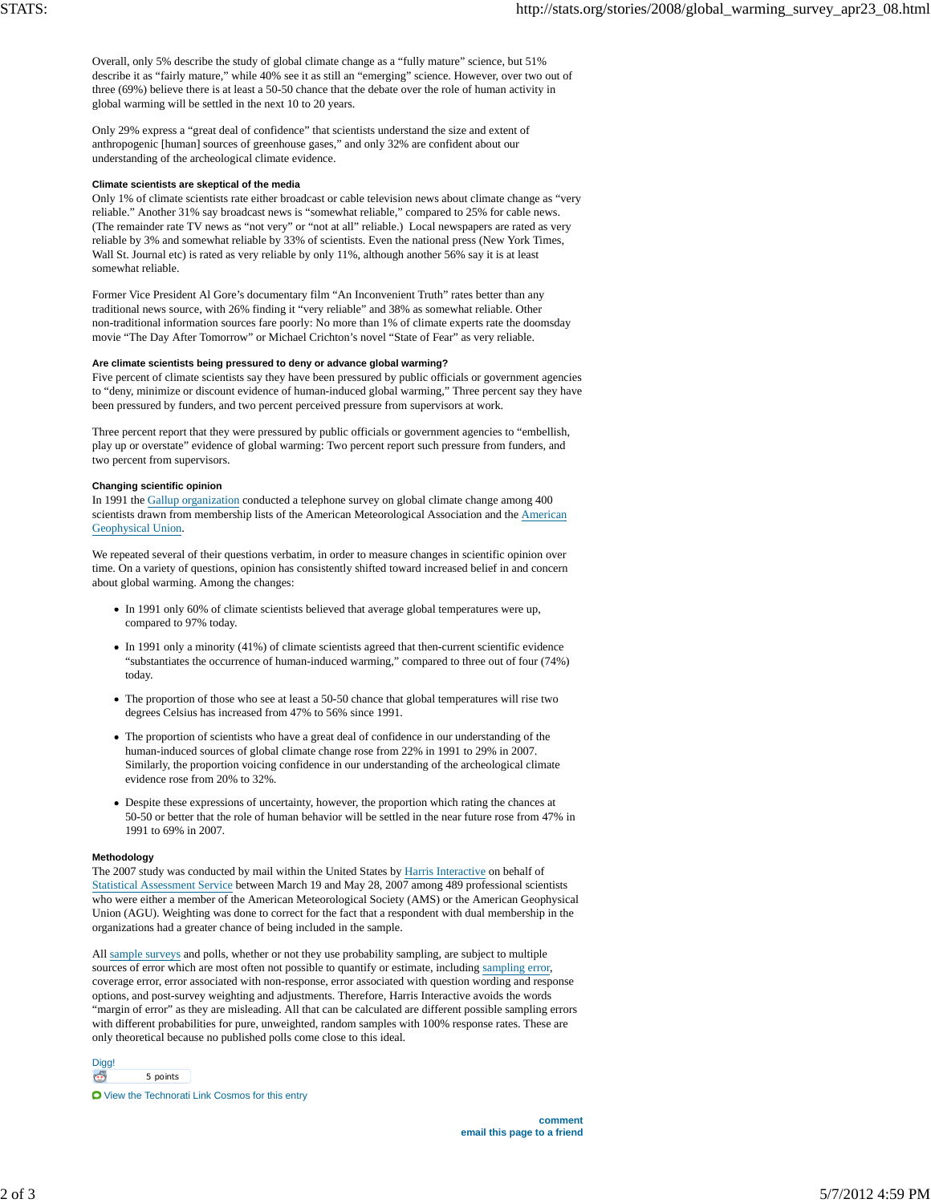Overall, only 5% describe the study of global climate change as a “fully mature” science, but 51% describe it as “fairly mature,” while 40% see it as still an “emerging” science. However, over two out of three (69%) believe there is at least a 50-50 chance that the debate over the role of human activity in global warming will be settled in the next 10 to 20 years.

Only 29% express a “great deal of confidence” that scientists understand the size and extent of anthropogenic [human] sources of greenhouse gases,” and only 32% are confident about our understanding of the archeological climate evidence.

**Climate scientists are skeptical of the media**

Only 1% of climate scientists rate either broadcast or cable television news about climate change as “very reliable.” Another 31% say broadcast news is “somewhat reliable,” compared to 25% for cable news. (The remainder rate TV news as “not very” or “not at all” reliable.) Local newspapers are rated as very reliable by 3% and somewhat reliable by 33% of scientists. Even the national press (New York Times, Wall St. Journal etc) is rated as very reliable by only 11%, although another 56% say it is at least somewhat reliable.

Former Vice President Al Gore’s documentary film “An Inconvenient Truth” rates better than any traditional news source, with 26% finding it “very reliable” and 38% as somewhat reliable. Other non-traditional information sources fare poorly: No more than 1% of climate experts rate the doomsday movie “The Day After Tomorrow” or Michael Crichton’s novel “State of Fear” as very reliable.

**Are climate scientists being pressured to deny or advance global warming?**

Five percent of climate scientists say they have been pressured by public officials or government agencies to “deny, minimize or discount evidence of human-induced global warming,” Three percent say they have been pressured by funders, and two percent perceived pressure from supervisors at work.

Three percent report that they were pressured by public officials or government agencies to “embellish, play up or overstate” evidence of global warming: Two percent report such pressure from funders, and two percent from supervisors.

**Changing scientific opinion**

In 1991 the Gallup organization conducted a telephone survey on global climate change among 400 scientists drawn from membership lists of the American Meteorological Association and the American Geophysical Union.

We repeated several of their questions verbatim, in order to measure changes in scientific opinion over time. On a variety of questions, opinion has consistently shifted toward increased belief in and concern about global warming. Among the changes:

- In 1991 only 60% of climate scientists believed that average global temperatures were up, compared to 97% today.
- In 1991 only a minority (41%) of climate scientists agreed that then-current scientific evidence “substantiates the occurrence of human-induced warming,” compared to three out of four (74%) today.
- The proportion of those who see at least a 50-50 chance that global temperatures will rise two degrees Celsius has increased from 47% to 56% since 1991.
- The proportion of scientists who have a great deal of confidence in our understanding of the human-induced sources of global climate change rose from 22% in 1991 to 29% in 2007. Similarly, the proportion voicing confidence in our understanding of the archeological climate evidence rose from 20% to 32%.
- Despite these expressions of uncertainty, however, the proportion which rating the chances at 50-50 or better that the role of human behavior will be settled in the near future rose from 47% in 1991 to 69% in 2007.

**Methodology**

The 2007 study was conducted by mail within the United States by Harris Interactive on behalf of Statistical Assessment Service between March 19 and May 28, 2007 among 489 professional scientists who were either a member of the American Meteorological Society (AMS) or the American Geophysical Union (AGU). Weighting was done to correct for the fact that a respondent with dual membership in the organizations had a greater chance of being included in the sample.

All sample surveys and polls, whether or not they use probability sampling, are subject to multiple sources of error which are most often not possible to quantify or estimate, including sampling error, coverage error, error associated with non-response, error associated with question wording and response options, and post-survey weighting and adjustments. Therefore, Harris Interactive avoids the words “margin of error” as they are misleading. All that can be calculated are different possible sampling errors with different probabilities for pure, unweighted, random samples with 100% response rates. These are only theoretical because no published polls come close to this ideal.

Digg!

5 points

View the Technorati Link Cosmos for this entry

**comment**
**email this page to a friend**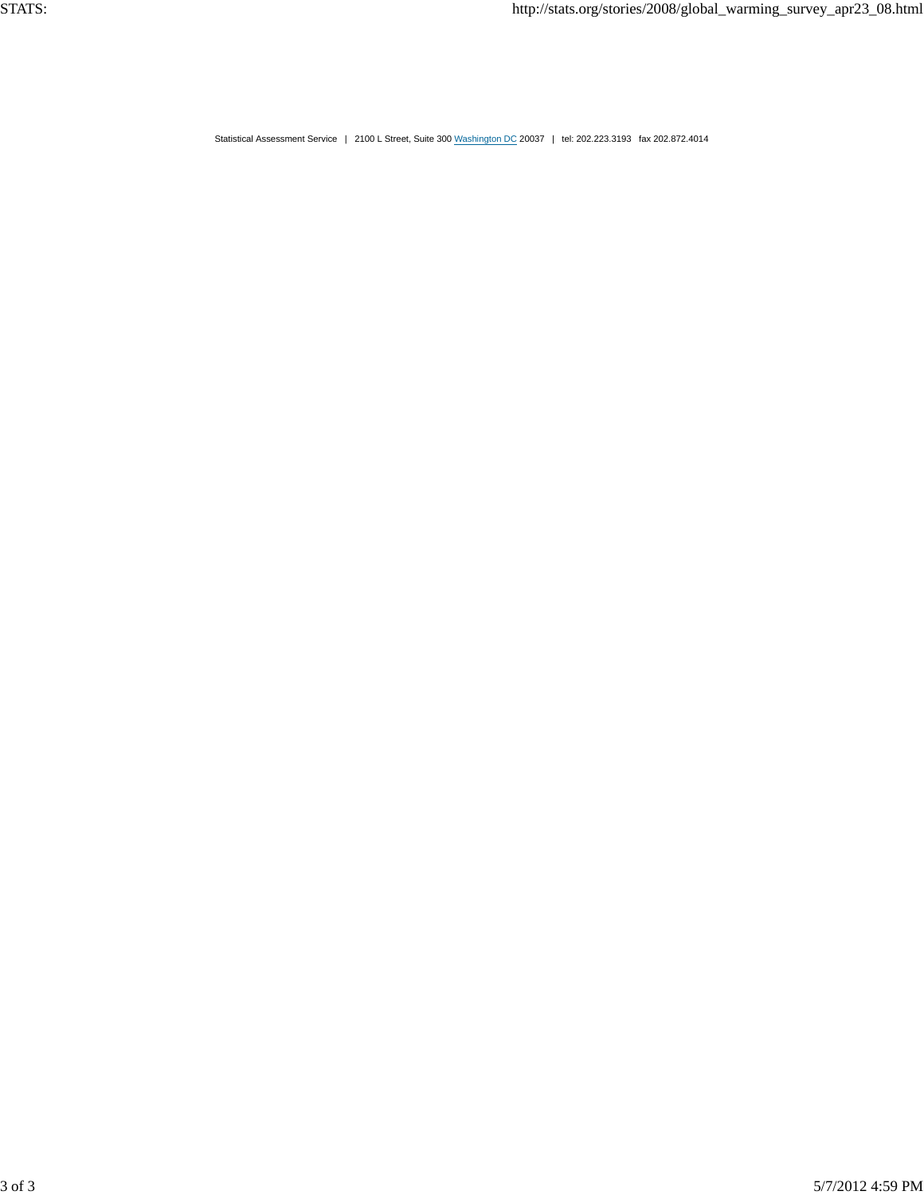Statistical Assessment Service | 2100 L Street, Suite 300 Washington DC 20037 | tel: 202.223.3193 fax 202.872.4014